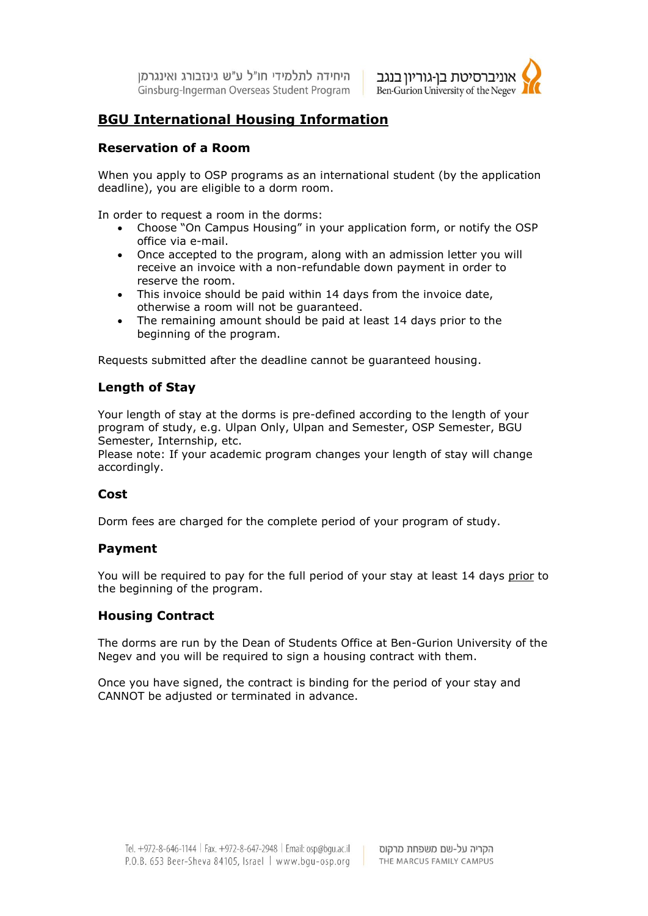# BGU International Housing Information

## Reservation of a Room

When you apply to OSP programs as an international student (by the application deadline), you are eligible to a dorm room.

In order to request a room in the dorms:

- Choose "On Campus Housing" in your application form, or notify the OSP office via e-mail.
- Once accepted to the program, along with an admission letter you will receive an invoice with a non-refundable down payment in order to reserve the room.
- This invoice should be paid within 14 days from the invoice date, otherwise a room will not be guaranteed.
- The remaining amount should be paid at least 14 days prior to the beginning of the program.

Requests submitted after the deadline cannot be guaranteed housing.

## Length of Stay

Your length of stay at the dorms is pre-defined according to the length of your program of study, e.g. Ulpan Only, Ulpan and Semester, OSP Semester, BGU Semester, Internship, etc.
Please note: If your academic program changes your length of stay will change accordingly.

## Cost

Dorm fees are charged for the complete period of your program of study.

## Payment

You will be required to pay for the full period of your stay at least 14 days prior to the beginning of the program.

## Housing Contract

The dorms are run by the Dean of Students Office at Ben-Gurion University of the Negev and you will be required to sign a housing contract with them.

Once you have signed, the contract is binding for the period of your stay and CANNOT be adjusted or terminated in advance.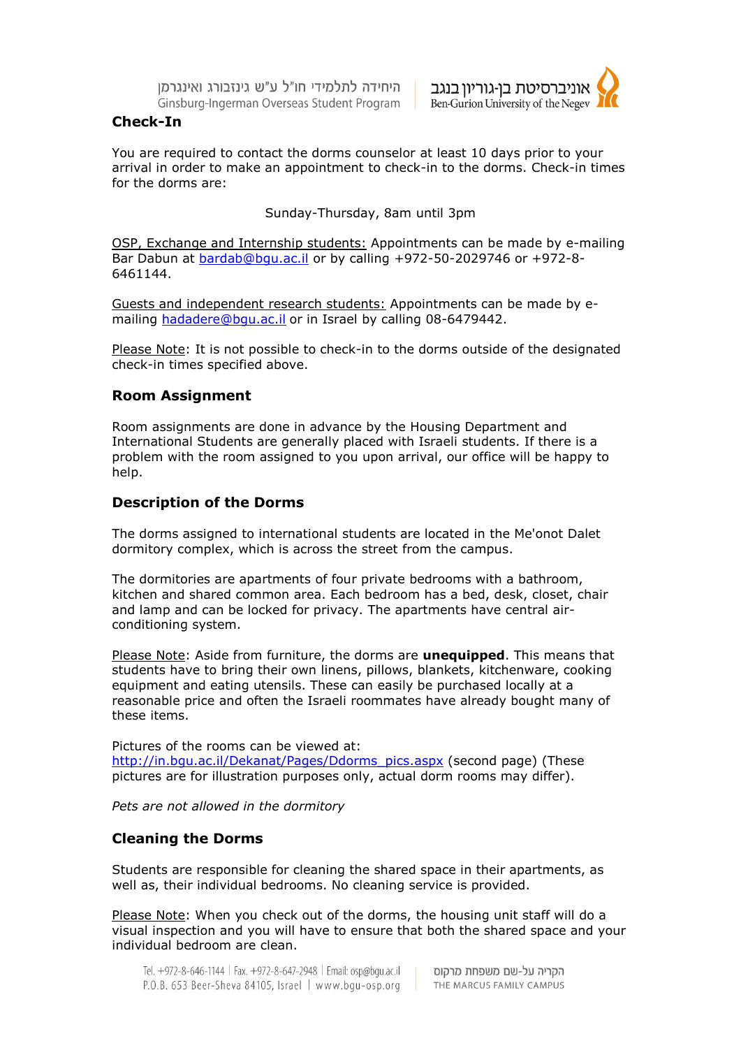## Check-In

You are required to contact the dorms counselor at least 10 days prior to your arrival in order to make an appointment to check-in to the dorms. Check-in times for the dorms are:

Sunday-Thursday, 8am until 3pm

OSP, Exchange and Internship students: Appointments can be made by e-mailing Bar Dabun at bardab@bgu.ac.il or by calling +972-50-2029746 or +972-8-6461144.

Guests and independent research students: Appointments can be made by e-mailing hadadere@bgu.ac.il or in Israel by calling 08-6479442.

Please Note: It is not possible to check-in to the dorms outside of the designated check-in times specified above.

### Room Assignment

Room assignments are done in advance by the Housing Department and International Students are generally placed with Israeli students. If there is a problem with the room assigned to you upon arrival, our office will be happy to help.

### Description of the Dorms

The dorms assigned to international students are located in the Me'onot Dalet dormitory complex, which is across the street from the campus.

The dormitories are apartments of four private bedrooms with a bathroom, kitchen and shared common area. Each bedroom has a bed, desk, closet, chair and lamp and can be locked for privacy. The apartments have central air-conditioning system.

Please Note: Aside from furniture, the dorms are **unequipped**. This means that students have to bring their own linens, pillows, blankets, kitchenware, cooking equipment and eating utensils. These can easily be purchased locally at a reasonable price and often the Israeli roommates have already bought many of these items.

Pictures of the rooms can be viewed at: http://in.bgu.ac.il/Dekanat/Pages/Ddorms_pics.aspx (second page) (These pictures are for illustration purposes only, actual dorm rooms may differ).

*Pets are not allowed in the dormitory*

### Cleaning the Dorms

Students are responsible for cleaning the shared space in their apartments, as well as, their individual bedrooms. No cleaning service is provided.

Please Note: When you check out of the dorms, the housing unit staff will do a visual inspection and you will have to ensure that both the shared space and your individual bedroom are clean.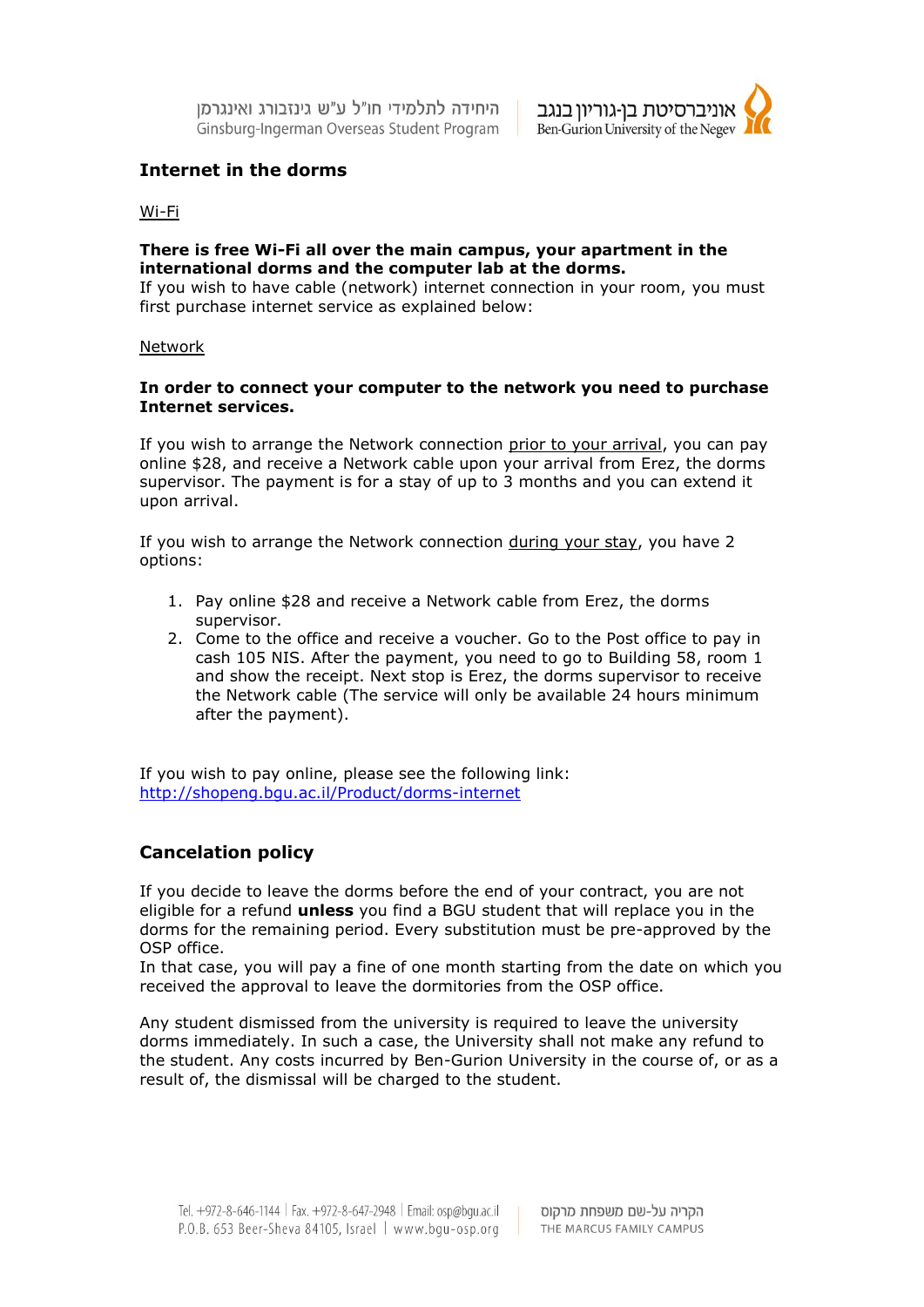## Internet in the dorms

Wi-Fi

**There is free Wi-Fi all over the main campus, your apartment in the international dorms and the computer lab at the dorms.**
If you wish to have cable (network) internet connection in your room, you must first purchase internet service as explained below:

Network

**In order to connect your computer to the network you need to purchase Internet services.**

If you wish to arrange the Network connection prior to your arrival, you can pay online $28, and receive a Network cable upon your arrival from Erez, the dorms supervisor. The payment is for a stay of up to 3 months and you can extend it upon arrival.

If you wish to arrange the Network connection during your stay, you have 2 options:

1. Pay online $28 and receive a Network cable from Erez, the dorms supervisor.
2. Come to the office and receive a voucher. Go to the Post office to pay in cash 105 NIS. After the payment, you need to go to Building 58, room 1 and show the receipt. Next stop is Erez, the dorms supervisor to receive the Network cable (The service will only be available 24 hours minimum after the payment).

If you wish to pay online, please see the following link:
http://shopeng.bgu.ac.il/Product/dorms-internet

## Cancelation policy

If you decide to leave the dorms before the end of your contract, you are not eligible for a refund **unless** you find a BGU student that will replace you in the dorms for the remaining period. Every substitution must be pre-approved by the OSP office.
In that case, you will pay a fine of one month starting from the date on which you received the approval to leave the dormitories from the OSP office.

Any student dismissed from the university is required to leave the university dorms immediately. In such a case, the University shall not make any refund to the student. Any costs incurred by Ben-Gurion University in the course of, or as a result of, the dismissal will be charged to the student.